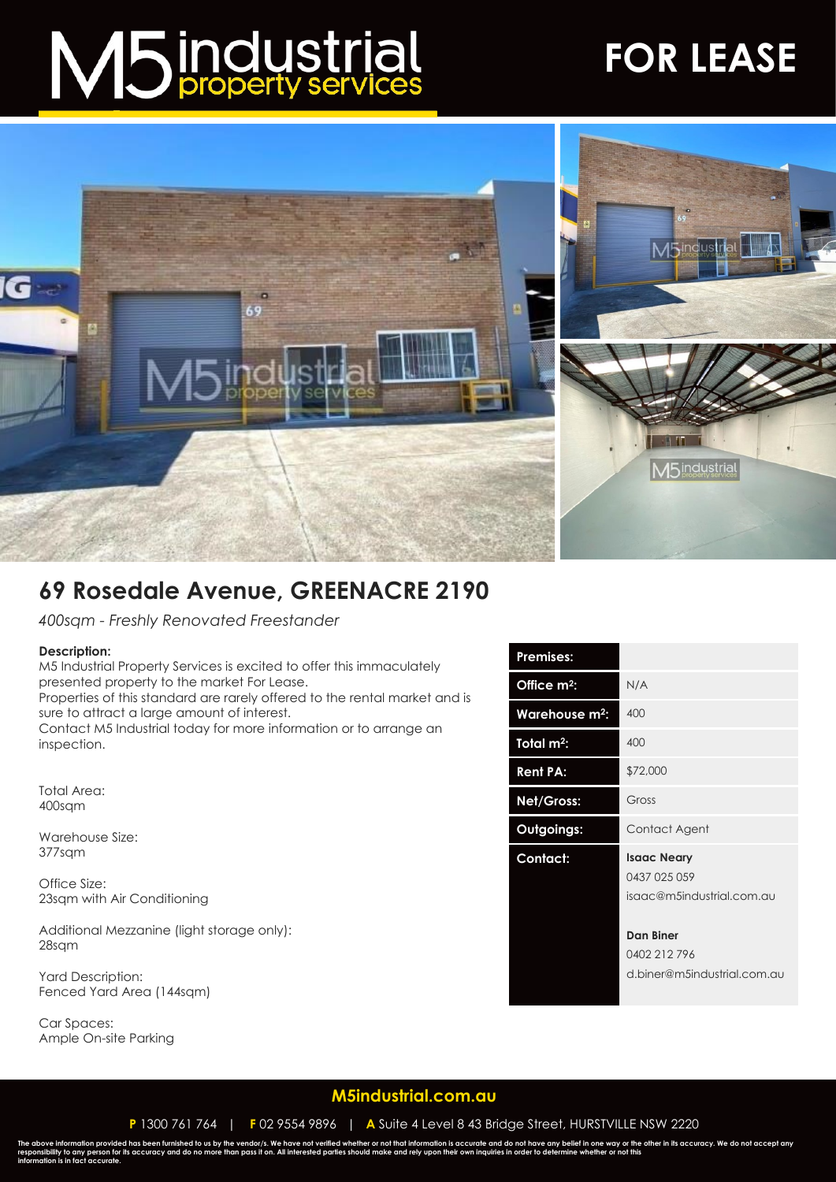# M5 industrial property services

# FOR LEASE

## 69 Rosedale Avenue, GREENACRE 2190

*400sqm - Freshly Renovated Freestander*

**Description:**
M5 Industrial Property Services is excited to offer this immaculately presented property to the market For Lease.
Properties of this standard are rarely offered to the rental market and is sure to attract a large amount of interest.
Contact M5 Industrial today for more information or to arrange an inspection.

Total Area:
400sqm

Warehouse Size:
377sqm

Office Size:
23sqm with Air Conditioning

Additional Mezzanine (light storage only):
28sqm

Yard Description:
Fenced Yard Area (144sqm)

Car Spaces:
Ample On-site Parking

| Premises: | |
|---|---|
| Office m²: | N/A |
| Warehouse m²: | 400 |
| Total m²: | 400 |
| Rent PA: | $72,000 |
| Net/Gross: | Gross |
| Outgoings: | Contact Agent |
| Contact: | **Isaac Neary** 0437 025 059 isaac@m5industrial.com.au **Dan Biner** 0402 212 796 d.biner@m5industrial.com.au |

**M5industrial.com.au**

**P** 1300 761 764 | **F** 02 9554 9896 | **A** Suite 4 Level 8 43 Bridge Street, HURSTVILLE NSW 2220

The above information provided has been furnished to us by the vendor/s. We have not verified whether or not that information is accurate and do not have any belief in one way or the other in its accuracy. We do not accept any responsibility to any person for its accuracy and do no more than pass it on. All interested parties should make and rely upon their own inquiries in order to determine whether or not this information is in fact accurate.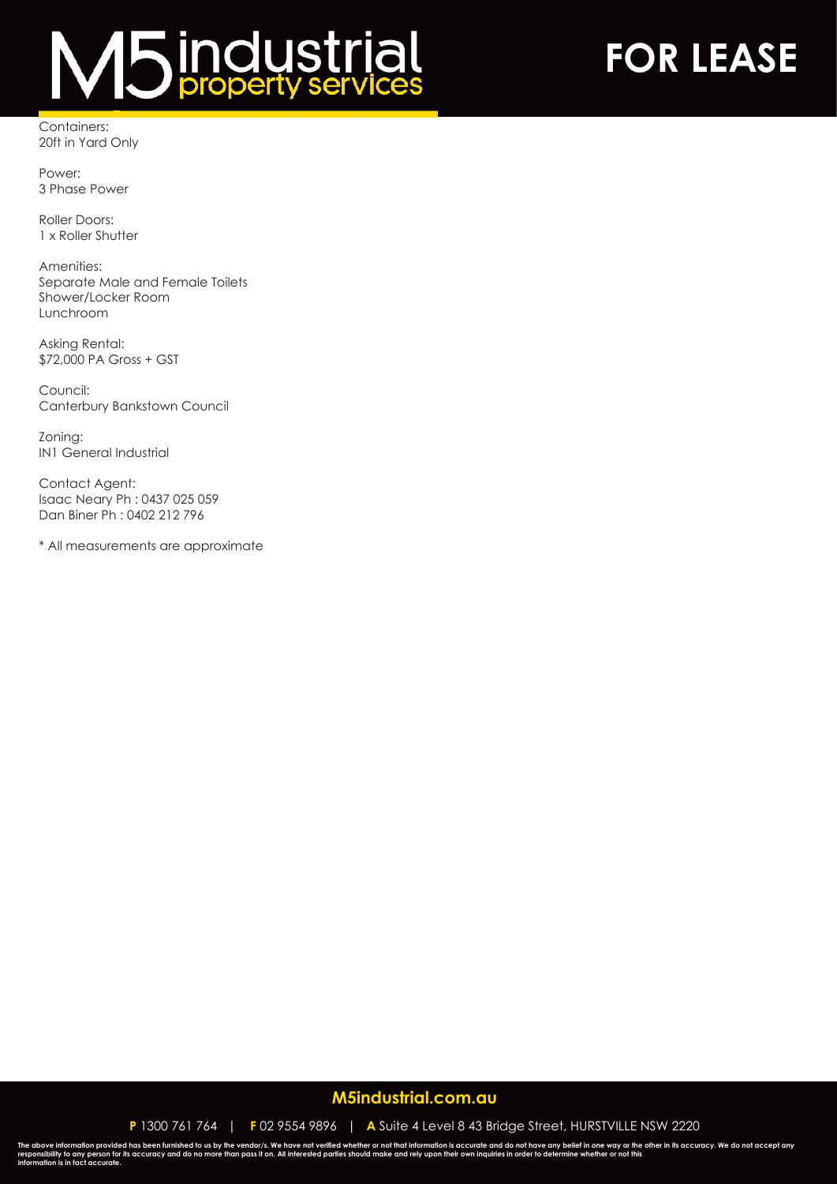Containers:
20ft in Yard Only

Power:
3 Phase Power

Roller Doors:
1 x Roller Shutter

Amenities:
Separate Male and Female Toilets
Shower/Locker Room
Lunchroom

Asking Rental:
$72,000 PA Gross + GST

Council:
Canterbury Bankstown Council

Zoning:
IN1 General Industrial

Contact Agent:
Isaac Neary Ph : 0437 025 059
Dan Biner Ph : 0402 212 796

* All measurements are approximate

**M5industrial.com.au**

**P** 1300 761 764 | **F** 02 9554 9896 | **A** Suite 4 Level 8 43 Bridge Street, HURSTVILLE NSW 2220

The above information provided has been furnished to us by the vendor/s. We have not verified whether or not that information is accurate and do not have any belief in one way or the other in its accuracy. We do not accept any responsibility to any person for its accuracy and do no more than pass it on. All interested parties should make and rely upon their own inquiries in order to determine whether or not this information is in fact accurate.